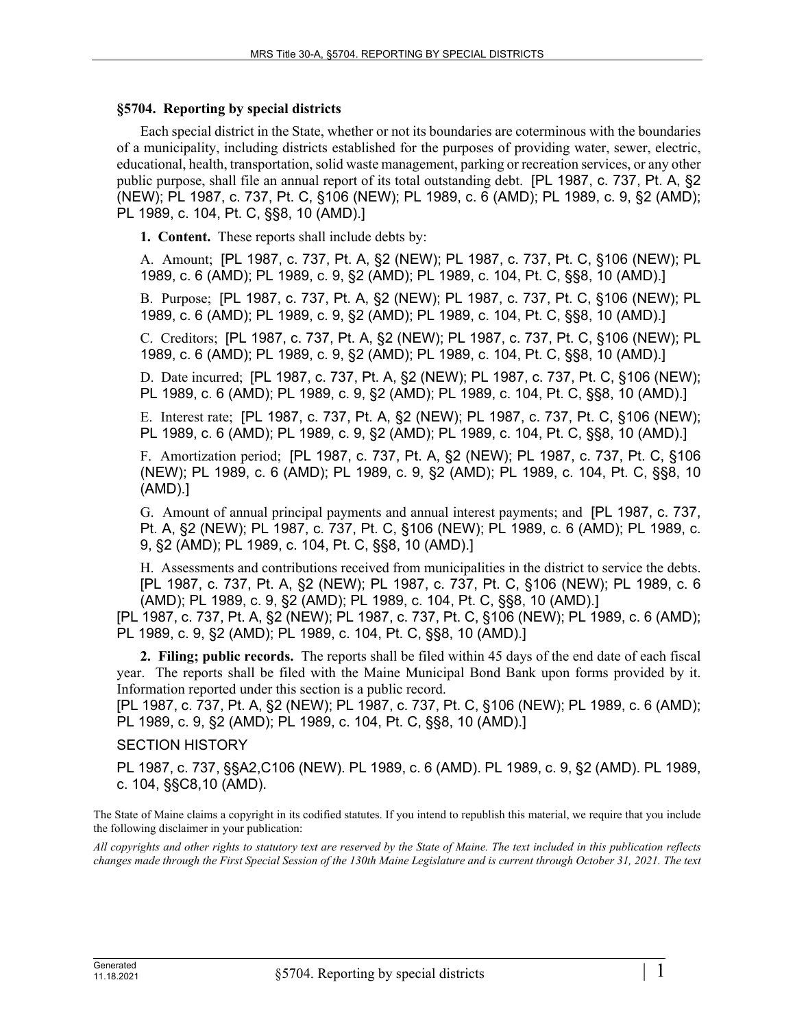## §5704. Reporting by special districts

Each special district in the State, whether or not its boundaries are coterminous with the boundaries of a municipality, including districts established for the purposes of providing water, sewer, electric, educational, health, transportation, solid waste management, parking or recreation services, or any other public purpose, shall file an annual report of its total outstanding debt. [PL 1987, c. 737, Pt. A, §2 (NEW); PL 1987, c. 737, Pt. C, §106 (NEW); PL 1989, c. 6 (AMD); PL 1989, c. 9, §2 (AMD); PL 1989, c. 104, Pt. C, §§8, 10 (AMD).]

**1. Content.** These reports shall include debts by:

A. Amount; [PL 1987, c. 737, Pt. A, §2 (NEW); PL 1987, c. 737, Pt. C, §106 (NEW); PL 1989, c. 6 (AMD); PL 1989, c. 9, §2 (AMD); PL 1989, c. 104, Pt. C, §§8, 10 (AMD).]

B. Purpose; [PL 1987, c. 737, Pt. A, §2 (NEW); PL 1987, c. 737, Pt. C, §106 (NEW); PL 1989, c. 6 (AMD); PL 1989, c. 9, §2 (AMD); PL 1989, c. 104, Pt. C, §§8, 10 (AMD).]

C. Creditors; [PL 1987, c. 737, Pt. A, §2 (NEW); PL 1987, c. 737, Pt. C, §106 (NEW); PL 1989, c. 6 (AMD); PL 1989, c. 9, §2 (AMD); PL 1989, c. 104, Pt. C, §§8, 10 (AMD).]

D. Date incurred; [PL 1987, c. 737, Pt. A, §2 (NEW); PL 1987, c. 737, Pt. C, §106 (NEW); PL 1989, c. 6 (AMD); PL 1989, c. 9, §2 (AMD); PL 1989, c. 104, Pt. C, §§8, 10 (AMD).]

E. Interest rate; [PL 1987, c. 737, Pt. A, §2 (NEW); PL 1987, c. 737, Pt. C, §106 (NEW); PL 1989, c. 6 (AMD); PL 1989, c. 9, §2 (AMD); PL 1989, c. 104, Pt. C, §§8, 10 (AMD).]

F. Amortization period; [PL 1987, c. 737, Pt. A, §2 (NEW); PL 1987, c. 737, Pt. C, §106 (NEW); PL 1989, c. 6 (AMD); PL 1989, c. 9, §2 (AMD); PL 1989, c. 104, Pt. C, §§8, 10 (AMD).]

G. Amount of annual principal payments and annual interest payments; and [PL 1987, c. 737, Pt. A, §2 (NEW); PL 1987, c. 737, Pt. C, §106 (NEW); PL 1989, c. 6 (AMD); PL 1989, c. 9, §2 (AMD); PL 1989, c. 104, Pt. C, §§8, 10 (AMD).]

H. Assessments and contributions received from municipalities in the district to service the debts. [PL 1987, c. 737, Pt. A, §2 (NEW); PL 1987, c. 737, Pt. C, §106 (NEW); PL 1989, c. 6 (AMD); PL 1989, c. 9, §2 (AMD); PL 1989, c. 104, Pt. C, §§8, 10 (AMD).]

[PL 1987, c. 737, Pt. A, §2 (NEW); PL 1987, c. 737, Pt. C, §106 (NEW); PL 1989, c. 6 (AMD); PL 1989, c. 9, §2 (AMD); PL 1989, c. 104, Pt. C, §§8, 10 (AMD).]

**2. Filing; public records.** The reports shall be filed within 45 days of the end date of each fiscal year. The reports shall be filed with the Maine Municipal Bond Bank upon forms provided by it. Information reported under this section is a public record.

[PL 1987, c. 737, Pt. A, §2 (NEW); PL 1987, c. 737, Pt. C, §106 (NEW); PL 1989, c. 6 (AMD); PL 1989, c. 9, §2 (AMD); PL 1989, c. 104, Pt. C, §§8, 10 (AMD).]

SECTION HISTORY

PL 1987, c. 737, §§A2,C106 (NEW). PL 1989, c. 6 (AMD). PL 1989, c. 9, §2 (AMD). PL 1989, c. 104, §§C8,10 (AMD).

The State of Maine claims a copyright in its codified statutes. If you intend to republish this material, we require that you include the following disclaimer in your publication:

*All copyrights and other rights to statutory text are reserved by the State of Maine. The text included in this publication reflects changes made through the First Special Session of the 130th Maine Legislature and is current through October 31, 2021. The text*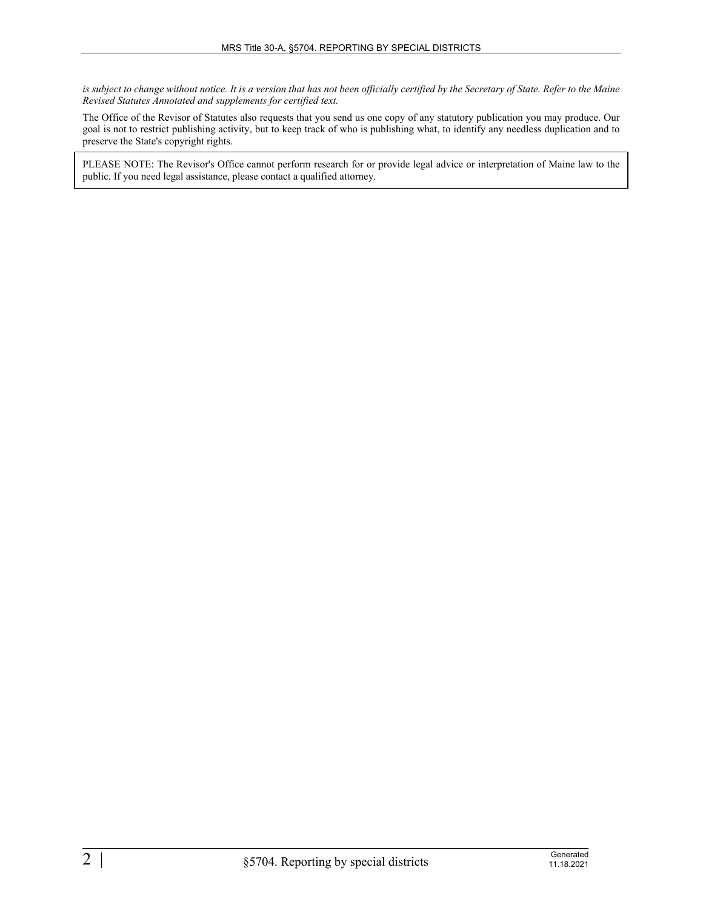*is subject to change without notice. It is a version that has not been officially certified by the Secretary of State. Refer to the Maine Revised Statutes Annotated and supplements for certified text.*

The Office of the Revisor of Statutes also requests that you send us one copy of any statutory publication you may produce. Our goal is not to restrict publishing activity, but to keep track of who is publishing what, to identify any needless duplication and to preserve the State's copyright rights.

PLEASE NOTE: The Revisor's Office cannot perform research for or provide legal advice or interpretation of Maine law to the public. If you need legal assistance, please contact a qualified attorney.